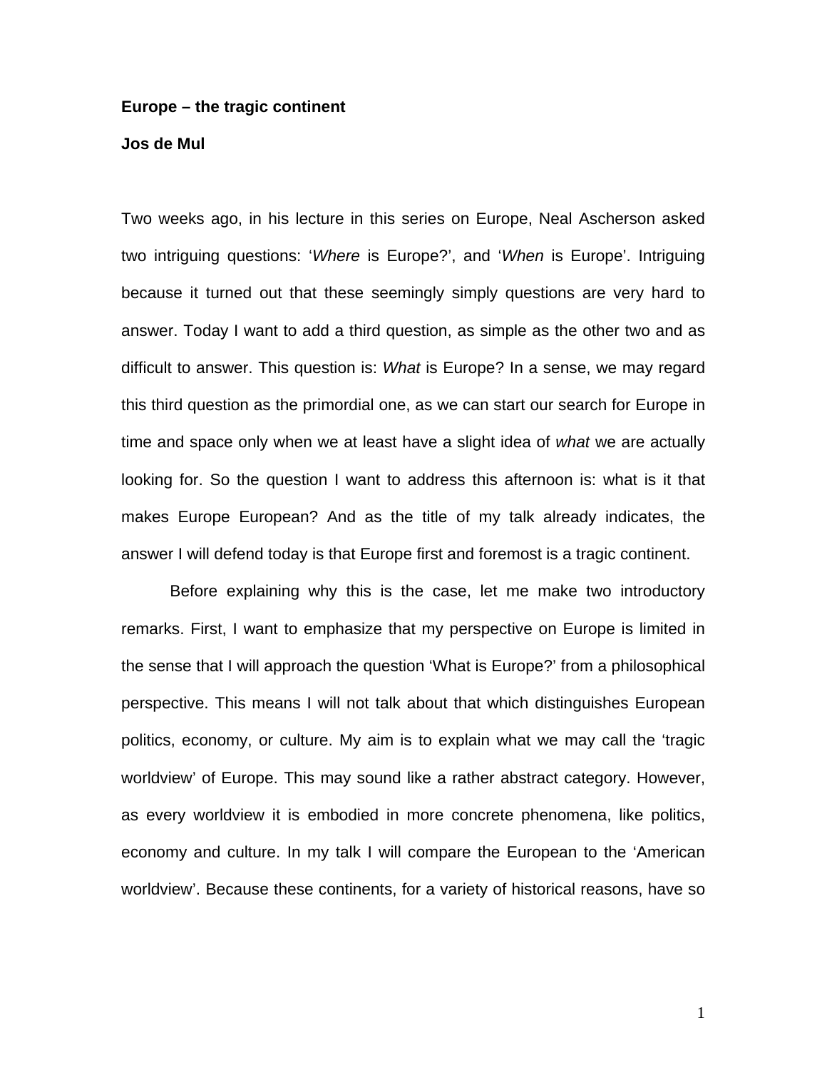**Europe – the tragic continent**

**Jos de Mul**

Two weeks ago, in his lecture in this series on Europe, Neal Ascherson asked two intriguing questions: '*Where* is Europe?', and '*When* is Europe'. Intriguing because it turned out that these seemingly simply questions are very hard to answer. Today I want to add a third question, as simple as the other two and as difficult to answer. This question is: *What* is Europe? In a sense, we may regard this third question as the primordial one, as we can start our search for Europe in time and space only when we at least have a slight idea of *what* we are actually looking for. So the question I want to address this afternoon is: what is it that makes Europe European? And as the title of my talk already indicates, the answer I will defend today is that Europe first and foremost is a tragic continent.

Before explaining why this is the case, let me make two introductory remarks. First, I want to emphasize that my perspective on Europe is limited in the sense that I will approach the question 'What is Europe?' from a philosophical perspective. This means I will not talk about that which distinguishes European politics, economy, or culture. My aim is to explain what we may call the 'tragic worldview' of Europe. This may sound like a rather abstract category. However, as every worldview it is embodied in more concrete phenomena, like politics, economy and culture. In my talk I will compare the European to the 'American worldview'. Because these continents, for a variety of historical reasons, have so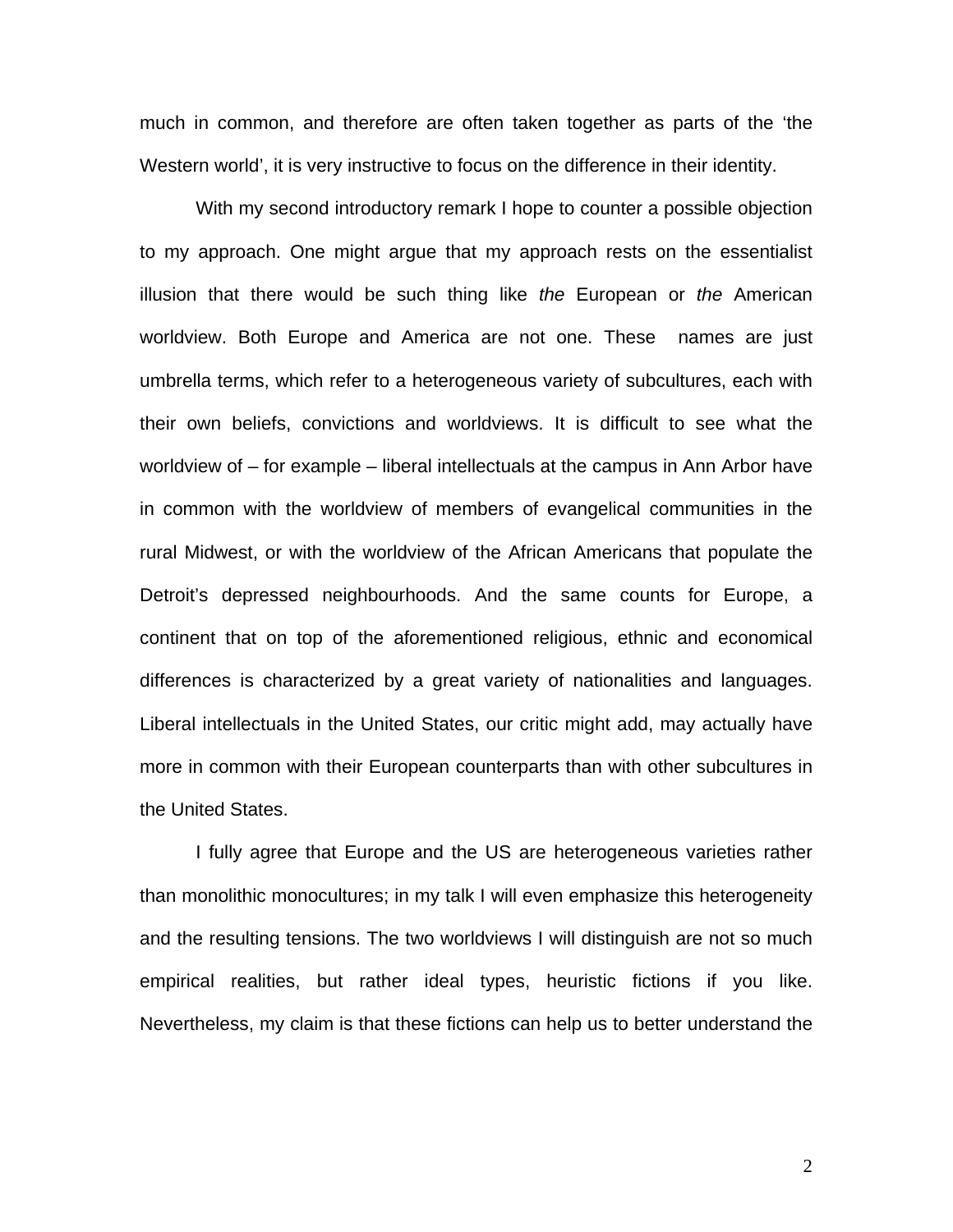much in common, and therefore are often taken together as parts of the 'the Western world', it is very instructive to focus on the difference in their identity.

With my second introductory remark I hope to counter a possible objection to my approach. One might argue that my approach rests on the essentialist illusion that there would be such thing like *the* European or *the* American worldview. Both Europe and America are not one. These names are just umbrella terms, which refer to a heterogeneous variety of subcultures, each with their own beliefs, convictions and worldviews. It is difficult to see what the worldview of – for example – liberal intellectuals at the campus in Ann Arbor have in common with the worldview of members of evangelical communities in the rural Midwest, or with the worldview of the African Americans that populate the Detroit's depressed neighbourhoods. And the same counts for Europe, a continent that on top of the aforementioned religious, ethnic and economical differences is characterized by a great variety of nationalities and languages. Liberal intellectuals in the United States, our critic might add, may actually have more in common with their European counterparts than with other subcultures in the United States.

I fully agree that Europe and the US are heterogeneous varieties rather than monolithic monocultures; in my talk I will even emphasize this heterogeneity and the resulting tensions. The two worldviews I will distinguish are not so much empirical realities, but rather ideal types, heuristic fictions if you like. Nevertheless, my claim is that these fictions can help us to better understand the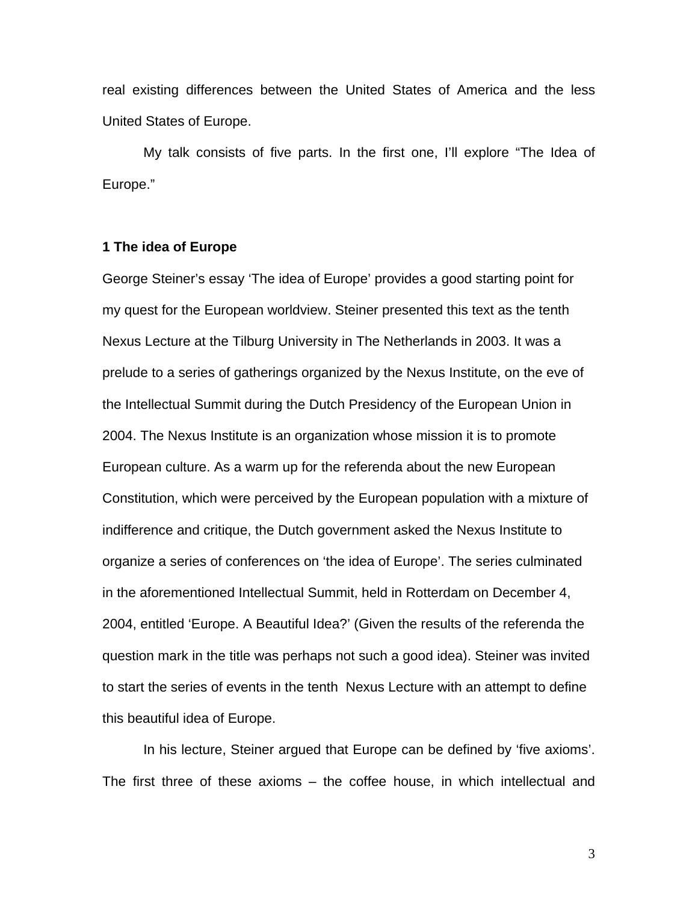real existing differences between the United States of America and the less United States of Europe.

My talk consists of five parts. In the first one, I'll explore "The Idea of Europe."

## 1 The idea of Europe

George Steiner's essay 'The idea of Europe' provides a good starting point for my quest for the European worldview. Steiner presented this text as the tenth Nexus Lecture at the Tilburg University in The Netherlands in 2003. It was a prelude to a series of gatherings organized by the Nexus Institute, on the eve of the Intellectual Summit during the Dutch Presidency of the European Union in 2004. The Nexus Institute is an organization whose mission it is to promote European culture. As a warm up for the referenda about the new European Constitution, which were perceived by the European population with a mixture of indifference and critique, the Dutch government asked the Nexus Institute to organize a series of conferences on 'the idea of Europe'. The series culminated in the aforementioned Intellectual Summit, held in Rotterdam on December 4, 2004, entitled 'Europe. A Beautiful Idea?' (Given the results of the referenda the question mark in the title was perhaps not such a good idea). Steiner was invited to start the series of events in the tenth Nexus Lecture with an attempt to define this beautiful idea of Europe.

In his lecture, Steiner argued that Europe can be defined by 'five axioms'. The first three of these axioms – the coffee house, in which intellectual and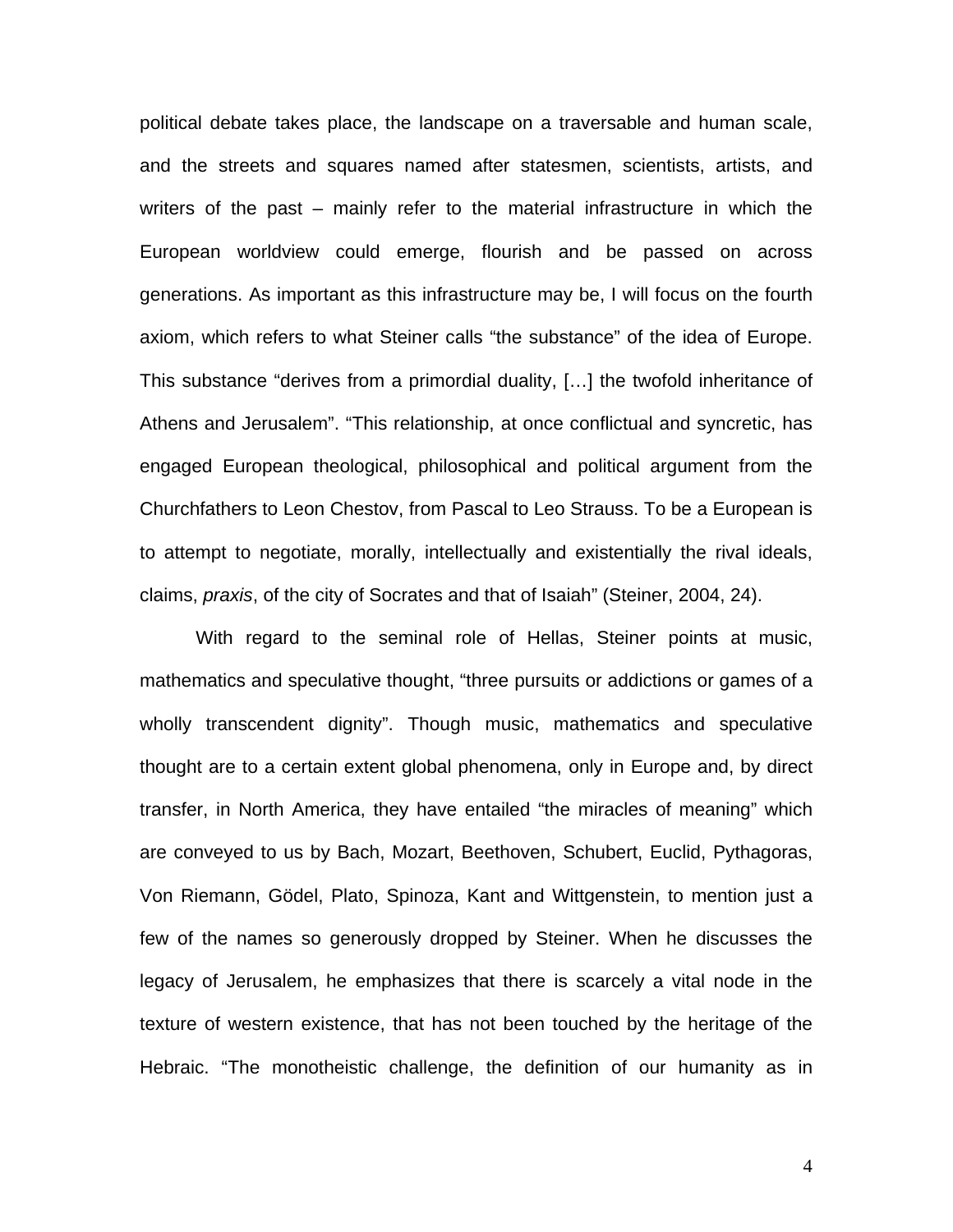political debate takes place, the landscape on a traversable and human scale, and the streets and squares named after statesmen, scientists, artists, and writers of the past – mainly refer to the material infrastructure in which the European worldview could emerge, flourish and be passed on across generations. As important as this infrastructure may be, I will focus on the fourth axiom, which refers to what Steiner calls "the substance" of the idea of Europe. This substance "derives from a primordial duality, […] the twofold inheritance of Athens and Jerusalem". "This relationship, at once conflictual and syncretic, has engaged European theological, philosophical and political argument from the Churchfathers to Leon Chestov, from Pascal to Leo Strauss. To be a European is to attempt to negotiate, morally, intellectually and existentially the rival ideals, claims, *praxis*, of the city of Socrates and that of Isaiah" (Steiner, 2004, 24).

With regard to the seminal role of Hellas, Steiner points at music, mathematics and speculative thought, "three pursuits or addictions or games of a wholly transcendent dignity". Though music, mathematics and speculative thought are to a certain extent global phenomena, only in Europe and, by direct transfer, in North America, they have entailed "the miracles of meaning" which are conveyed to us by Bach, Mozart, Beethoven, Schubert, Euclid, Pythagoras, Von Riemann, Gödel, Plato, Spinoza, Kant and Wittgenstein, to mention just a few of the names so generously dropped by Steiner. When he discusses the legacy of Jerusalem, he emphasizes that there is scarcely a vital node in the texture of western existence, that has not been touched by the heritage of the Hebraic. "The monotheistic challenge, the definition of our humanity as in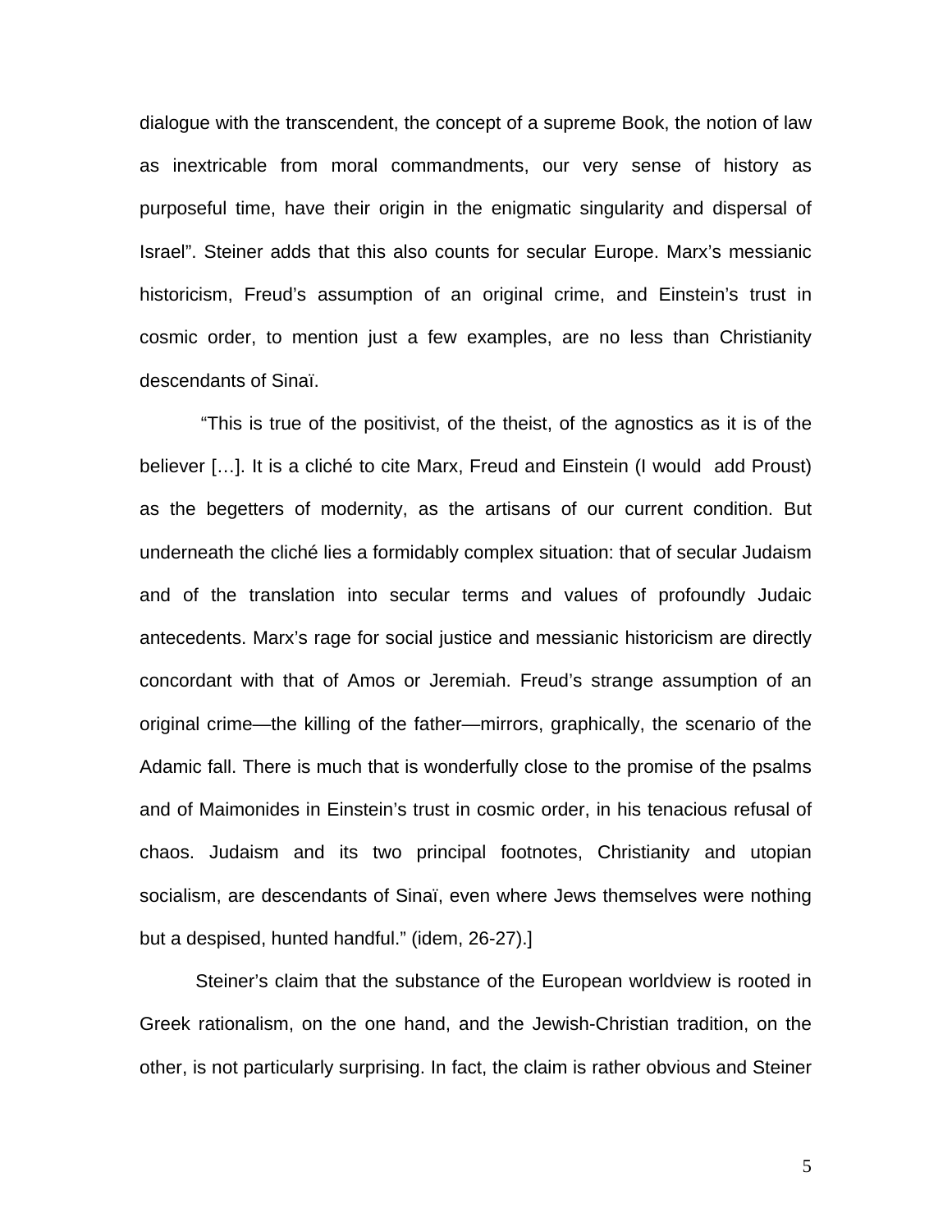dialogue with the transcendent, the concept of a supreme Book, the notion of law as inextricable from moral commandments, our very sense of history as purposeful time, have their origin in the enigmatic singularity and dispersal of Israel". Steiner adds that this also counts for secular Europe. Marx's messianic historicism, Freud's assumption of an original crime, and Einstein's trust in cosmic order, to mention just a few examples, are no less than Christianity descendants of Sinaï.

"This is true of the positivist, of the theist, of the agnostics as it is of the believer […]. It is a cliché to cite Marx, Freud and Einstein (I would add Proust) as the begetters of modernity, as the artisans of our current condition. But underneath the cliché lies a formidably complex situation: that of secular Judaism and of the translation into secular terms and values of profoundly Judaic antecedents. Marx's rage for social justice and messianic historicism are directly concordant with that of Amos or Jeremiah. Freud's strange assumption of an original crime—the killing of the father—mirrors, graphically, the scenario of the Adamic fall. There is much that is wonderfully close to the promise of the psalms and of Maimonides in Einstein's trust in cosmic order, in his tenacious refusal of chaos. Judaism and its two principal footnotes, Christianity and utopian socialism, are descendants of Sinaï, even where Jews themselves were nothing but a despised, hunted handful." (idem, 26-27).]

Steiner's claim that the substance of the European worldview is rooted in Greek rationalism, on the one hand, and the Jewish-Christian tradition, on the other, is not particularly surprising. In fact, the claim is rather obvious and Steiner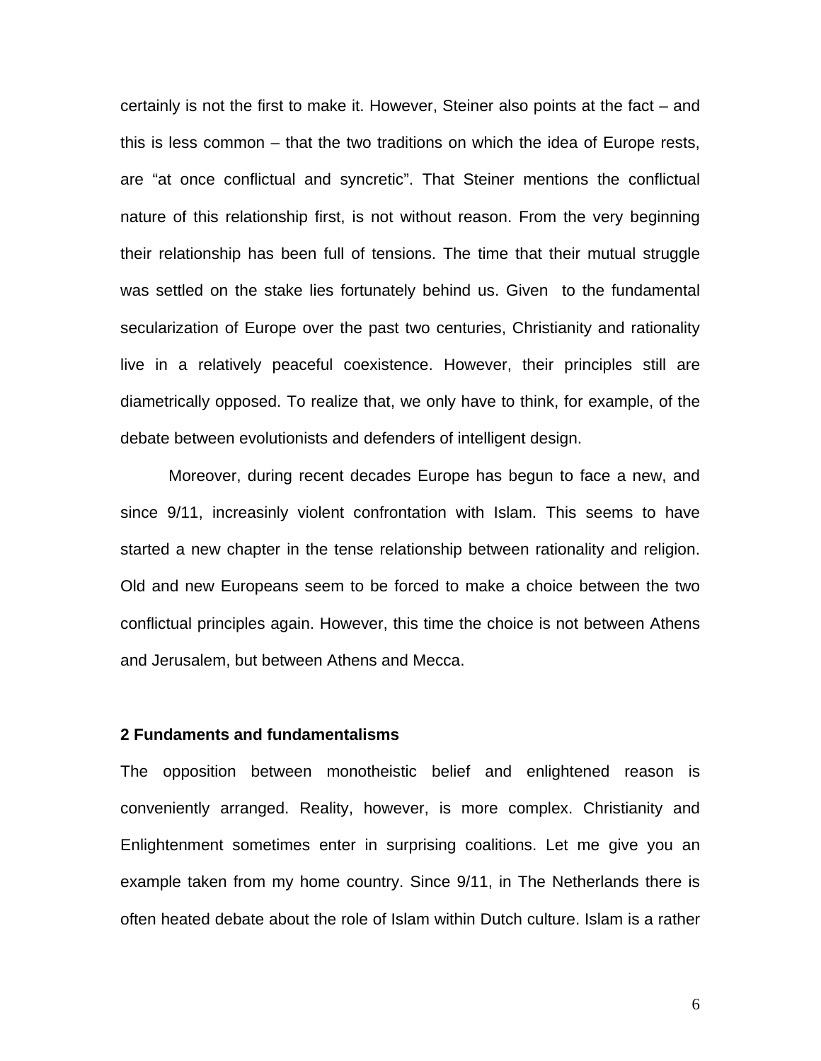certainly is not the first to make it. However, Steiner also points at the fact – and this is less common – that the two traditions on which the idea of Europe rests, are "at once conflictual and syncretic". That Steiner mentions the conflictual nature of this relationship first, is not without reason. From the very beginning their relationship has been full of tensions. The time that their mutual struggle was settled on the stake lies fortunately behind us. Given to the fundamental secularization of Europe over the past two centuries, Christianity and rationality live in a relatively peaceful coexistence. However, their principles still are diametrically opposed. To realize that, we only have to think, for example, of the debate between evolutionists and defenders of intelligent design.

Moreover, during recent decades Europe has begun to face a new, and since 9/11, increasinly violent confrontation with Islam. This seems to have started a new chapter in the tense relationship between rationality and religion. Old and new Europeans seem to be forced to make a choice between the two conflictual principles again. However, this time the choice is not between Athens and Jerusalem, but between Athens and Mecca.

## 2 Fundaments and fundamentalisms

The opposition between monotheistic belief and enlightened reason is conveniently arranged. Reality, however, is more complex. Christianity and Enlightenment sometimes enter in surprising coalitions. Let me give you an example taken from my home country. Since 9/11, in The Netherlands there is often heated debate about the role of Islam within Dutch culture. Islam is a rather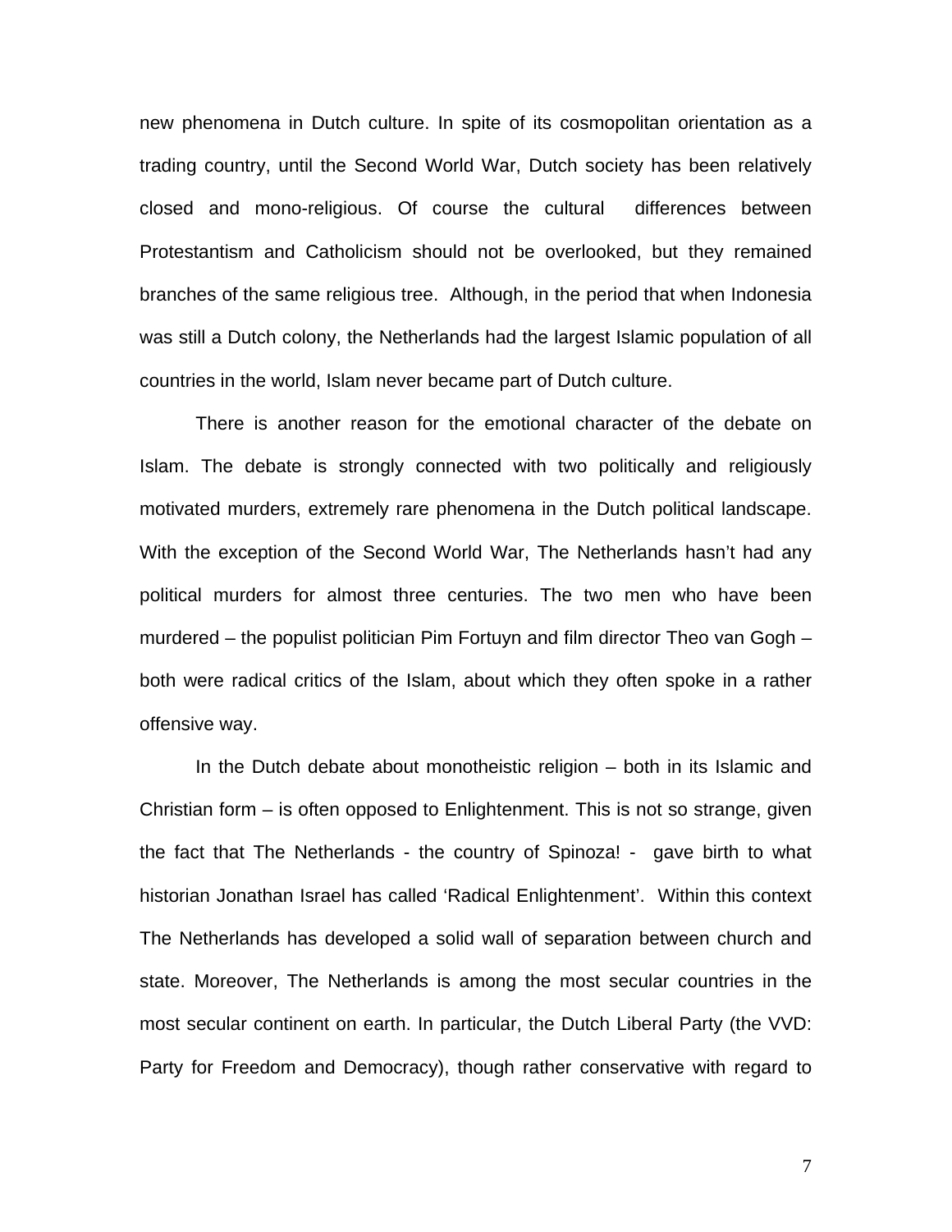new phenomena in Dutch culture. In spite of its cosmopolitan orientation as a trading country, until the Second World War, Dutch society has been relatively closed and mono-religious. Of course the cultural differences between Protestantism and Catholicism should not be overlooked, but they remained branches of the same religious tree. Although, in the period that when Indonesia was still a Dutch colony, the Netherlands had the largest Islamic population of all countries in the world, Islam never became part of Dutch culture.

There is another reason for the emotional character of the debate on Islam. The debate is strongly connected with two politically and religiously motivated murders, extremely rare phenomena in the Dutch political landscape. With the exception of the Second World War, The Netherlands hasn't had any political murders for almost three centuries. The two men who have been murdered – the populist politician Pim Fortuyn and film director Theo van Gogh – both were radical critics of the Islam, about which they often spoke in a rather offensive way.

In the Dutch debate about monotheistic religion – both in its Islamic and Christian form – is often opposed to Enlightenment. This is not so strange, given the fact that The Netherlands - the country of Spinoza! - gave birth to what historian Jonathan Israel has called 'Radical Enlightenment'. Within this context The Netherlands has developed a solid wall of separation between church and state. Moreover, The Netherlands is among the most secular countries in the most secular continent on earth. In particular, the Dutch Liberal Party (the VVD: Party for Freedom and Democracy), though rather conservative with regard to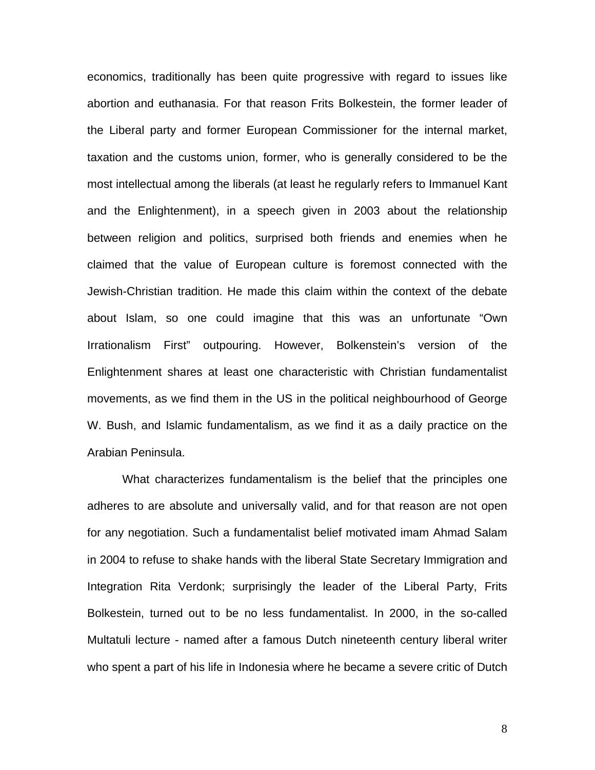economics, traditionally has been quite progressive with regard to issues like abortion and euthanasia. For that reason Frits Bolkestein, the former leader of the Liberal party and former European Commissioner for the internal market, taxation and the customs union, former, who is generally considered to be the most intellectual among the liberals (at least he regularly refers to Immanuel Kant and the Enlightenment), in a speech given in 2003 about the relationship between religion and politics, surprised both friends and enemies when he claimed that the value of European culture is foremost connected with the Jewish-Christian tradition. He made this claim within the context of the debate about Islam, so one could imagine that this was an unfortunate "Own Irrationalism First" outpouring. However, Bolkenstein's version of the Enlightenment shares at least one characteristic with Christian fundamentalist movements, as we find them in the US in the political neighbourhood of George W. Bush, and Islamic fundamentalism, as we find it as a daily practice on the Arabian Peninsula.

What characterizes fundamentalism is the belief that the principles one adheres to are absolute and universally valid, and for that reason are not open for any negotiation. Such a fundamentalist belief motivated imam Ahmad Salam in 2004 to refuse to shake hands with the liberal State Secretary Immigration and Integration Rita Verdonk; surprisingly the leader of the Liberal Party, Frits Bolkestein, turned out to be no less fundamentalist. In 2000, in the so-called Multatuli lecture - named after a famous Dutch nineteenth century liberal writer who spent a part of his life in Indonesia where he became a severe critic of Dutch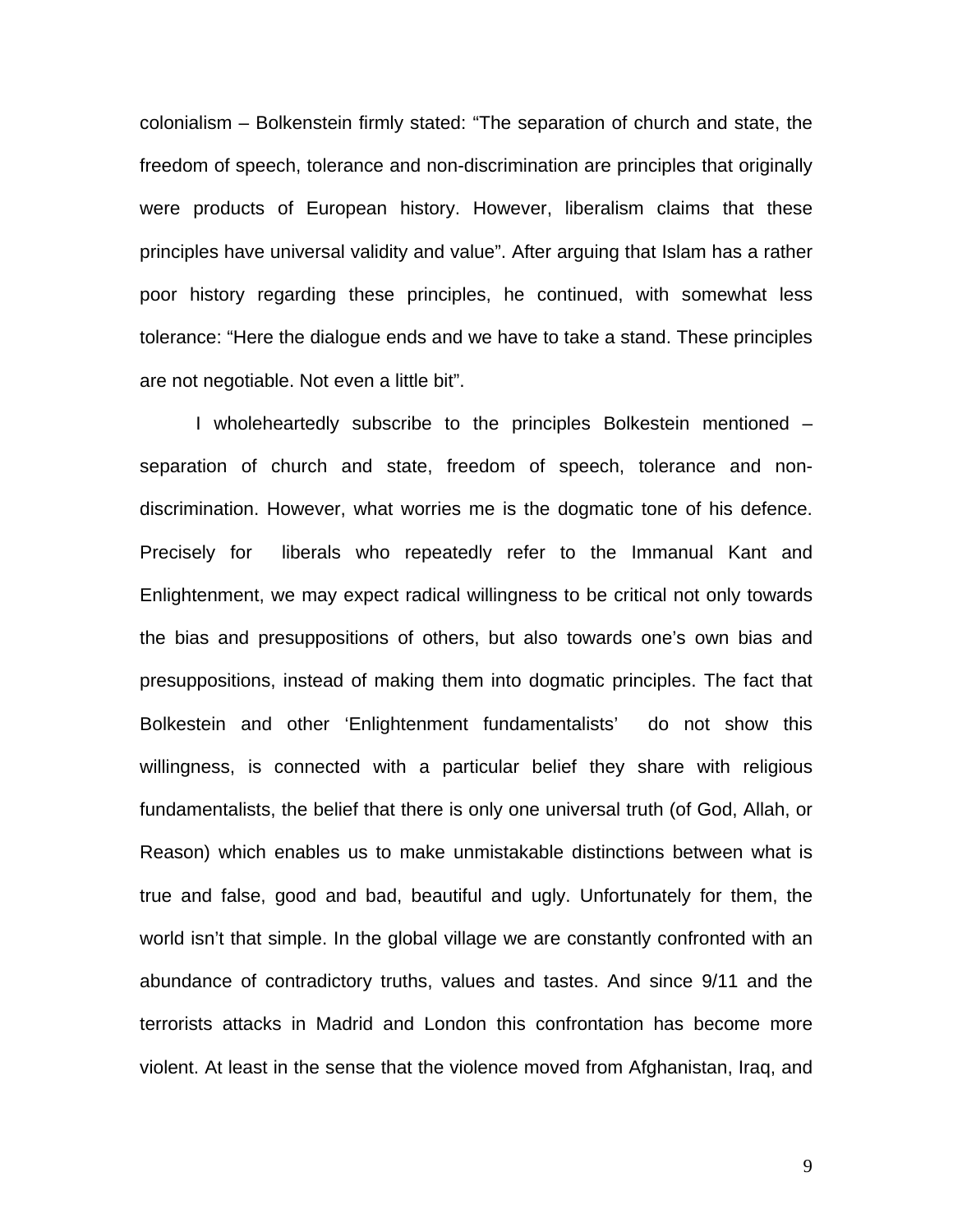colonialism – Bolkenstein firmly stated: "The separation of church and state, the freedom of speech, tolerance and non-discrimination are principles that originally were products of European history. However, liberalism claims that these principles have universal validity and value". After arguing that Islam has a rather poor history regarding these principles, he continued, with somewhat less tolerance: "Here the dialogue ends and we have to take a stand. These principles are not negotiable. Not even a little bit".

I wholeheartedly subscribe to the principles Bolkestein mentioned – separation of church and state, freedom of speech, tolerance and non-discrimination. However, what worries me is the dogmatic tone of his defence. Precisely for liberals who repeatedly refer to the Immanual Kant and Enlightenment, we may expect radical willingness to be critical not only towards the bias and presuppositions of others, but also towards one's own bias and presuppositions, instead of making them into dogmatic principles. The fact that Bolkestein and other 'Enlightenment fundamentalists' do not show this willingness, is connected with a particular belief they share with religious fundamentalists, the belief that there is only one universal truth (of God, Allah, or Reason) which enables us to make unmistakable distinctions between what is true and false, good and bad, beautiful and ugly. Unfortunately for them, the world isn't that simple. In the global village we are constantly confronted with an abundance of contradictory truths, values and tastes. And since 9/11 and the terrorists attacks in Madrid and London this confrontation has become more violent. At least in the sense that the violence moved from Afghanistan, Iraq, and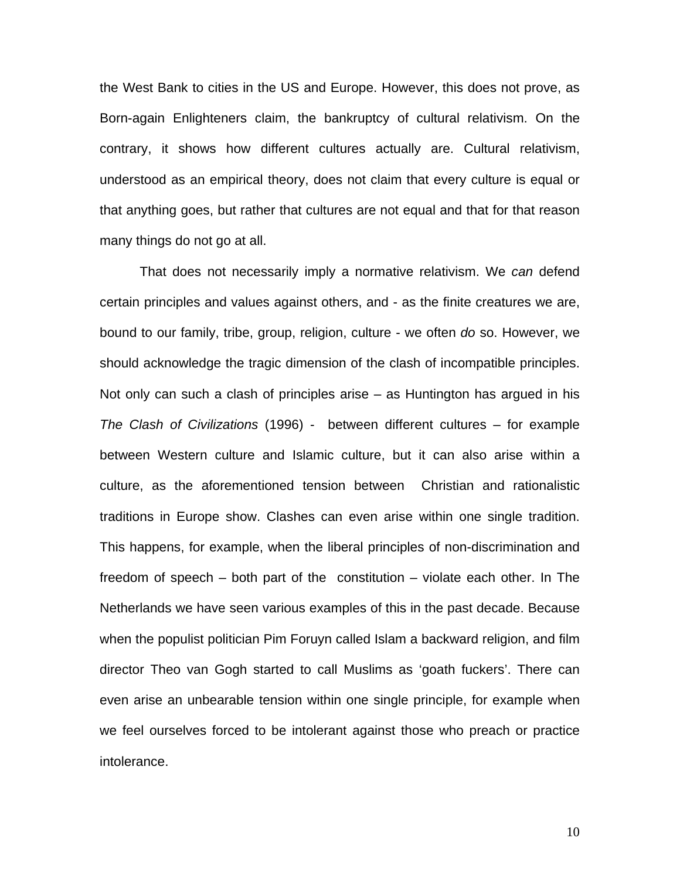the West Bank to cities in the US and Europe. However, this does not prove, as Born-again Enlighteners claim, the bankruptcy of cultural relativism. On the contrary, it shows how different cultures actually are. Cultural relativism, understood as an empirical theory, does not claim that every culture is equal or that anything goes, but rather that cultures are not equal and that for that reason many things do not go at all.

That does not necessarily imply a normative relativism. We *can* defend certain principles and values against others, and - as the finite creatures we are, bound to our family, tribe, group, religion, culture - we often *do* so. However, we should acknowledge the tragic dimension of the clash of incompatible principles. Not only can such a clash of principles arise – as Huntington has argued in his *The Clash of Civilizations* (1996) - between different cultures – for example between Western culture and Islamic culture, but it can also arise within a culture, as the aforementioned tension between Christian and rationalistic traditions in Europe show. Clashes can even arise within one single tradition. This happens, for example, when the liberal principles of non-discrimination and freedom of speech – both part of the constitution – violate each other. In The Netherlands we have seen various examples of this in the past decade. Because when the populist politician Pim Foruyn called Islam a backward religion, and film director Theo van Gogh started to call Muslims as 'goath fuckers'. There can even arise an unbearable tension within one single principle, for example when we feel ourselves forced to be intolerant against those who preach or practice intolerance.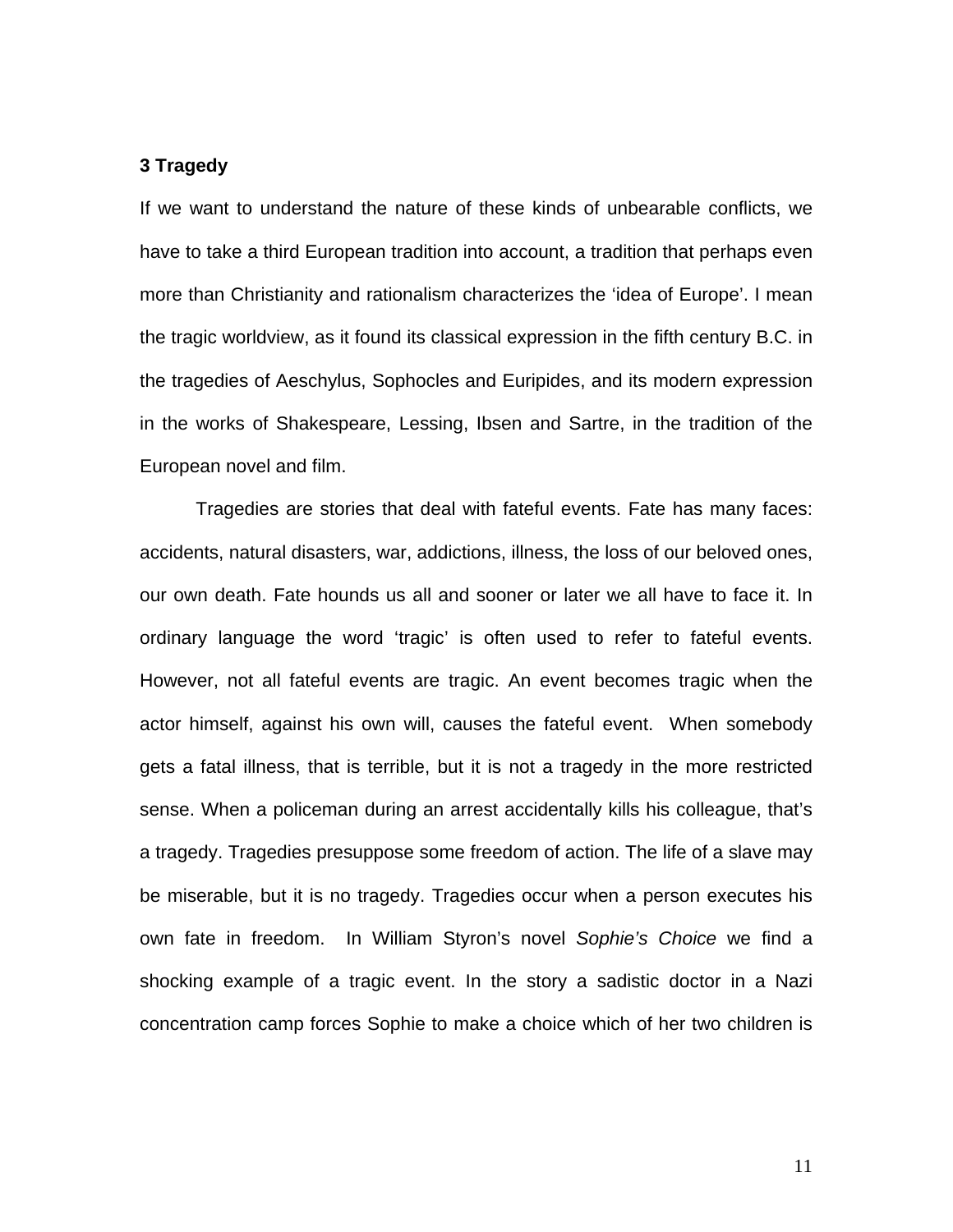## 3 Tragedy

If we want to understand the nature of these kinds of unbearable conflicts, we have to take a third European tradition into account, a tradition that perhaps even more than Christianity and rationalism characterizes the 'idea of Europe'. I mean the tragic worldview, as it found its classical expression in the fifth century B.C. in the tragedies of Aeschylus, Sophocles and Euripides, and its modern expression in the works of Shakespeare, Lessing, Ibsen and Sartre, in the tradition of the European novel and film.

Tragedies are stories that deal with fateful events. Fate has many faces: accidents, natural disasters, war, addictions, illness, the loss of our beloved ones, our own death. Fate hounds us all and sooner or later we all have to face it. In ordinary language the word 'tragic' is often used to refer to fateful events. However, not all fateful events are tragic. An event becomes tragic when the actor himself, against his own will, causes the fateful event. When somebody gets a fatal illness, that is terrible, but it is not a tragedy in the more restricted sense. When a policeman during an arrest accidentally kills his colleague, that's a tragedy. Tragedies presuppose some freedom of action. The life of a slave may be miserable, but it is no tragedy. Tragedies occur when a person executes his own fate in freedom. In William Styron's novel *Sophie's Choice* we find a shocking example of a tragic event. In the story a sadistic doctor in a Nazi concentration camp forces Sophie to make a choice which of her two children is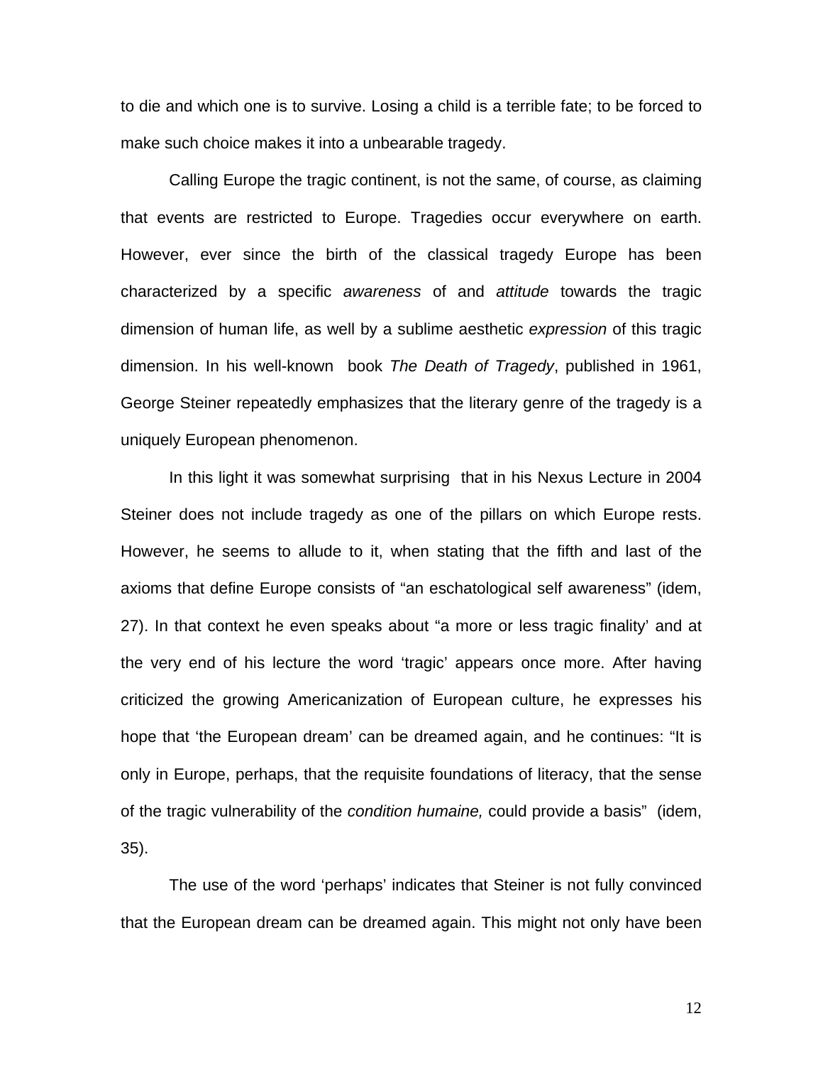to die and which one is to survive. Losing a child is a terrible fate; to be forced to make such choice makes it into a unbearable tragedy.

Calling Europe the tragic continent, is not the same, of course, as claiming that events are restricted to Europe. Tragedies occur everywhere on earth. However, ever since the birth of the classical tragedy Europe has been characterized by a specific *awareness* of and *attitude* towards the tragic dimension of human life, as well by a sublime aesthetic *expression* of this tragic dimension. In his well-known book *The Death of Tragedy*, published in 1961, George Steiner repeatedly emphasizes that the literary genre of the tragedy is a uniquely European phenomenon.

In this light it was somewhat surprising that in his Nexus Lecture in 2004 Steiner does not include tragedy as one of the pillars on which Europe rests. However, he seems to allude to it, when stating that the fifth and last of the axioms that define Europe consists of "an eschatological self awareness" (idem, 27). In that context he even speaks about "a more or less tragic finality' and at the very end of his lecture the word 'tragic' appears once more. After having criticized the growing Americanization of European culture, he expresses his hope that 'the European dream' can be dreamed again, and he continues: "It is only in Europe, perhaps, that the requisite foundations of literacy, that the sense of the tragic vulnerability of the *condition humaine,* could provide a basis" (idem, 35).

The use of the word 'perhaps' indicates that Steiner is not fully convinced that the European dream can be dreamed again. This might not only have been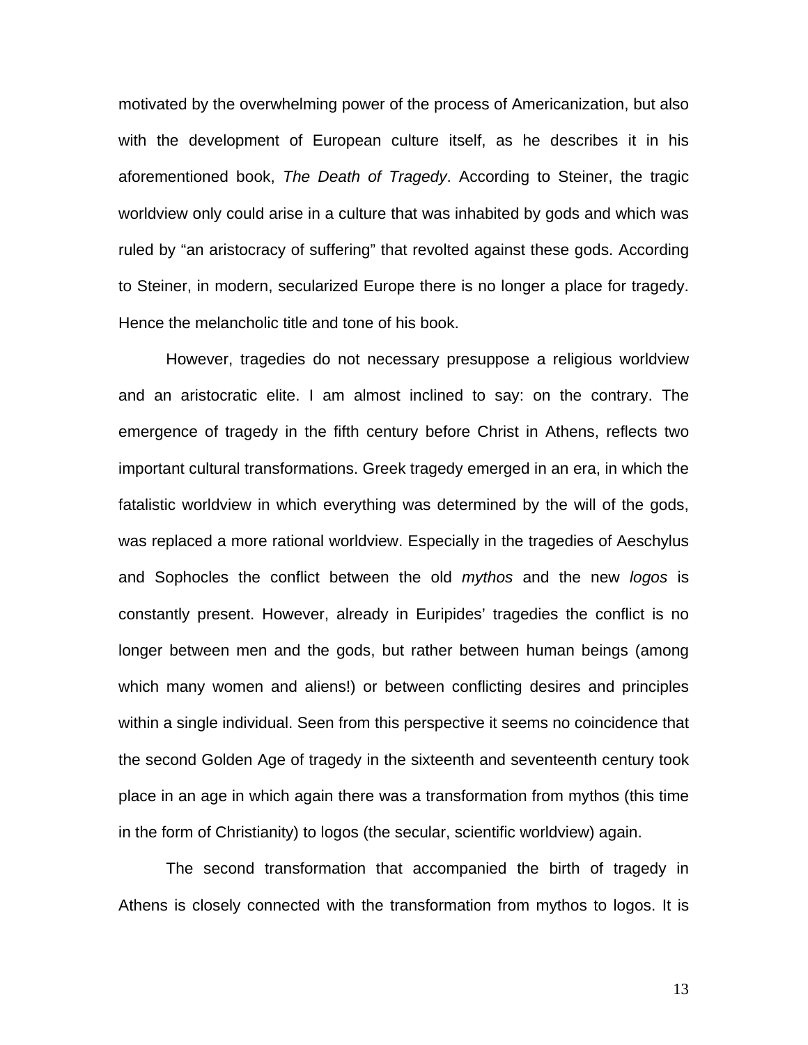motivated by the overwhelming power of the process of Americanization, but also with the development of European culture itself, as he describes it in his aforementioned book, *The Death of Tragedy*. According to Steiner, the tragic worldview only could arise in a culture that was inhabited by gods and which was ruled by "an aristocracy of suffering" that revolted against these gods. According to Steiner, in modern, secularized Europe there is no longer a place for tragedy. Hence the melancholic title and tone of his book.

However, tragedies do not necessary presuppose a religious worldview and an aristocratic elite. I am almost inclined to say: on the contrary. The emergence of tragedy in the fifth century before Christ in Athens, reflects two important cultural transformations. Greek tragedy emerged in an era, in which the fatalistic worldview in which everything was determined by the will of the gods, was replaced a more rational worldview. Especially in the tragedies of Aeschylus and Sophocles the conflict between the old *mythos* and the new *logos* is constantly present. However, already in Euripides' tragedies the conflict is no longer between men and the gods, but rather between human beings (among which many women and aliens!) or between conflicting desires and principles within a single individual. Seen from this perspective it seems no coincidence that the second Golden Age of tragedy in the sixteenth and seventeenth century took place in an age in which again there was a transformation from mythos (this time in the form of Christianity) to logos (the secular, scientific worldview) again.

The second transformation that accompanied the birth of tragedy in Athens is closely connected with the transformation from mythos to logos. It is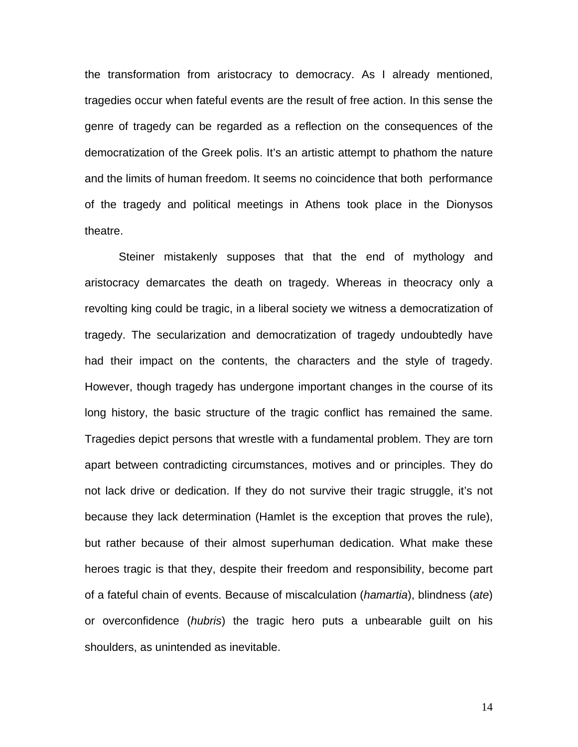the transformation from aristocracy to democracy. As I already mentioned, tragedies occur when fateful events are the result of free action. In this sense the genre of tragedy can be regarded as a reflection on the consequences of the democratization of the Greek polis. It's an artistic attempt to phathom the nature and the limits of human freedom. It seems no coincidence that both performance of the tragedy and political meetings in Athens took place in the Dionysos theatre.

Steiner mistakenly supposes that that the end of mythology and aristocracy demarcates the death on tragedy. Whereas in theocracy only a revolting king could be tragic, in a liberal society we witness a democratization of tragedy. The secularization and democratization of tragedy undoubtedly have had their impact on the contents, the characters and the style of tragedy. However, though tragedy has undergone important changes in the course of its long history, the basic structure of the tragic conflict has remained the same. Tragedies depict persons that wrestle with a fundamental problem. They are torn apart between contradicting circumstances, motives and or principles. They do not lack drive or dedication. If they do not survive their tragic struggle, it's not because they lack determination (Hamlet is the exception that proves the rule), but rather because of their almost superhuman dedication. What make these heroes tragic is that they, despite their freedom and responsibility, become part of a fateful chain of events. Because of miscalculation (*hamartia*), blindness (*ate*) or overconfidence (*hubris*) the tragic hero puts a unbearable guilt on his shoulders, as unintended as inevitable.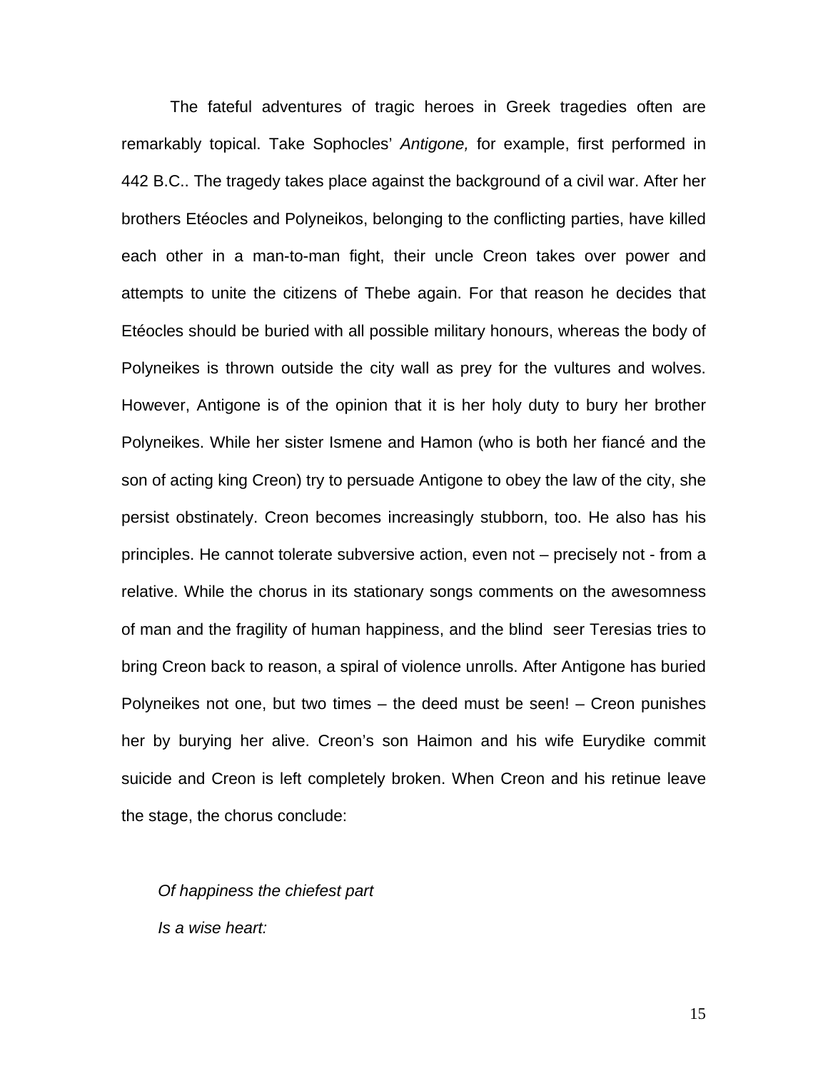The fateful adventures of tragic heroes in Greek tragedies often are remarkably topical. Take Sophocles' *Antigone,* for example, first performed in 442 B.C.. The tragedy takes place against the background of a civil war. After her brothers Etéocles and Polyneikos, belonging to the conflicting parties, have killed each other in a man-to-man fight, their uncle Creon takes over power and attempts to unite the citizens of Thebe again. For that reason he decides that Etéocles should be buried with all possible military honours, whereas the body of Polyneikes is thrown outside the city wall as prey for the vultures and wolves. However, Antigone is of the opinion that it is her holy duty to bury her brother Polyneikes. While her sister Ismene and Hamon (who is both her fiancé and the son of acting king Creon) try to persuade Antigone to obey the law of the city, she persist obstinately. Creon becomes increasingly stubborn, too. He also has his principles. He cannot tolerate subversive action, even not – precisely not - from a relative. While the chorus in its stationary songs comments on the awesomness of man and the fragility of human happiness, and the blind seer Teresias tries to bring Creon back to reason, a spiral of violence unrolls. After Antigone has buried Polyneikes not one, but two times – the deed must be seen! – Creon punishes her by burying her alive. Creon's son Haimon and his wife Eurydike commit suicide and Creon is left completely broken. When Creon and his retinue leave the stage, the chorus conclude:

*Of happiness the chiefest part*
*Is a wise heart:*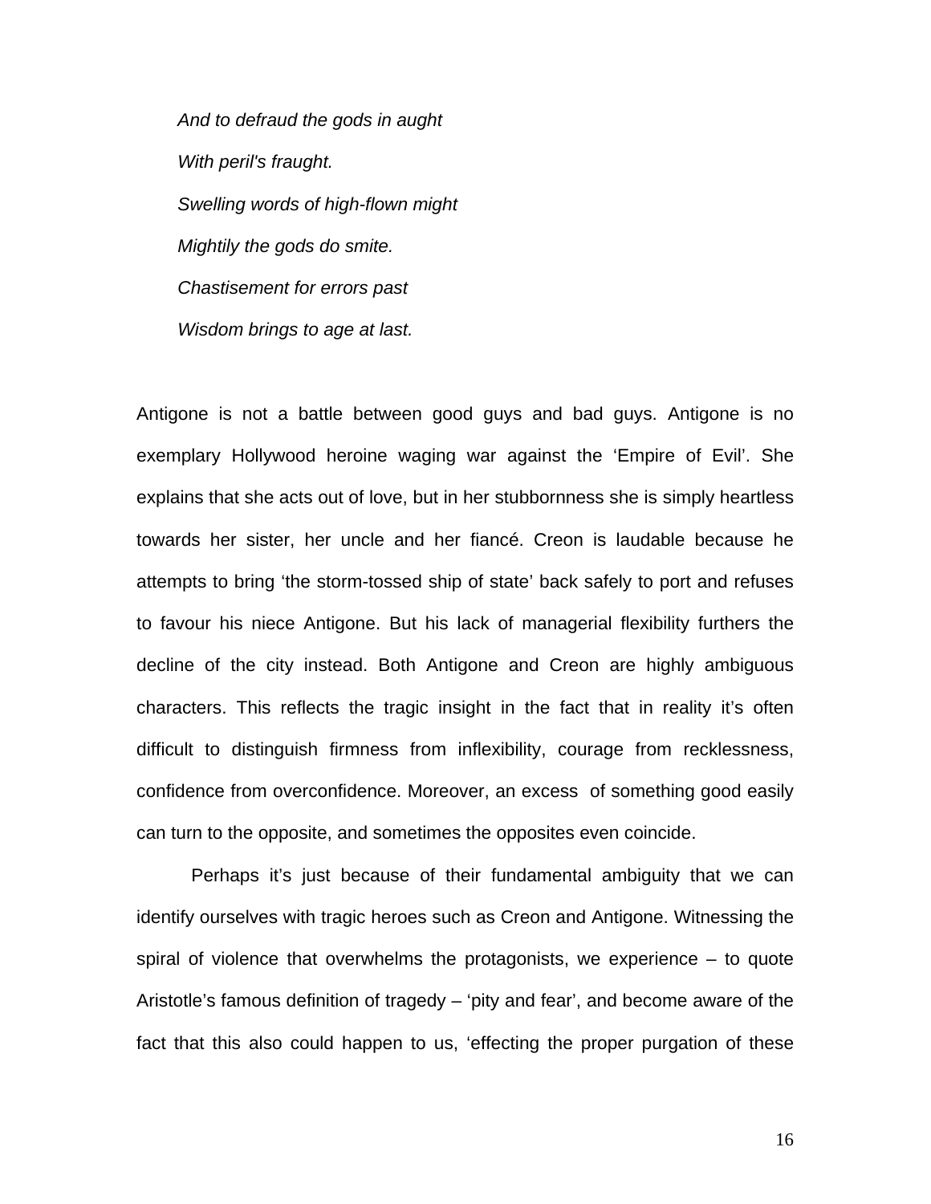*And to defraud the gods in aught*  
*With peril's fraught.*  
*Swelling words of high-flown might*  
*Mightily the gods do smite.*  
*Chastisement for errors past*  
*Wisdom brings to age at last.*

Antigone is not a battle between good guys and bad guys. Antigone is no exemplary Hollywood heroine waging war against the 'Empire of Evil'. She explains that she acts out of love, but in her stubbornness she is simply heartless towards her sister, her uncle and her fiancé. Creon is laudable because he attempts to bring 'the storm-tossed ship of state' back safely to port and refuses to favour his niece Antigone. But his lack of managerial flexibility furthers the decline of the city instead. Both Antigone and Creon are highly ambiguous characters. This reflects the tragic insight in the fact that in reality it's often difficult to distinguish firmness from inflexibility, courage from recklessness, confidence from overconfidence. Moreover, an excess of something good easily can turn to the opposite, and sometimes the opposites even coincide.

Perhaps it's just because of their fundamental ambiguity that we can identify ourselves with tragic heroes such as Creon and Antigone. Witnessing the spiral of violence that overwhelms the protagonists, we experience – to quote Aristotle's famous definition of tragedy – 'pity and fear', and become aware of the fact that this also could happen to us, 'effecting the proper purgation of these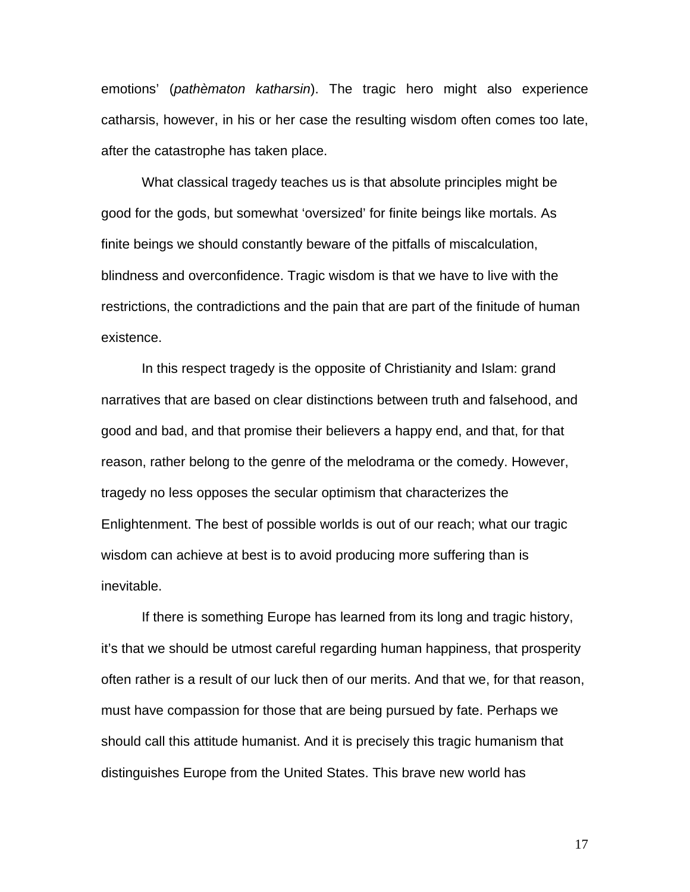emotions' (*pathèmaton katharsin*). The tragic hero might also experience catharsis, however, in his or her case the resulting wisdom often comes too late, after the catastrophe has taken place.

What classical tragedy teaches us is that absolute principles might be good for the gods, but somewhat 'oversized' for finite beings like mortals. As finite beings we should constantly beware of the pitfalls of miscalculation, blindness and overconfidence. Tragic wisdom is that we have to live with the restrictions, the contradictions and the pain that are part of the finitude of human existence.

In this respect tragedy is the opposite of Christianity and Islam: grand narratives that are based on clear distinctions between truth and falsehood, and good and bad, and that promise their believers a happy end, and that, for that reason, rather belong to the genre of the melodrama or the comedy. However, tragedy no less opposes the secular optimism that characterizes the Enlightenment. The best of possible worlds is out of our reach; what our tragic wisdom can achieve at best is to avoid producing more suffering than is inevitable.

If there is something Europe has learned from its long and tragic history, it's that we should be utmost careful regarding human happiness, that prosperity often rather is a result of our luck then of our merits. And that we, for that reason, must have compassion for those that are being pursued by fate. Perhaps we should call this attitude humanist. And it is precisely this tragic humanism that distinguishes Europe from the United States. This brave new world has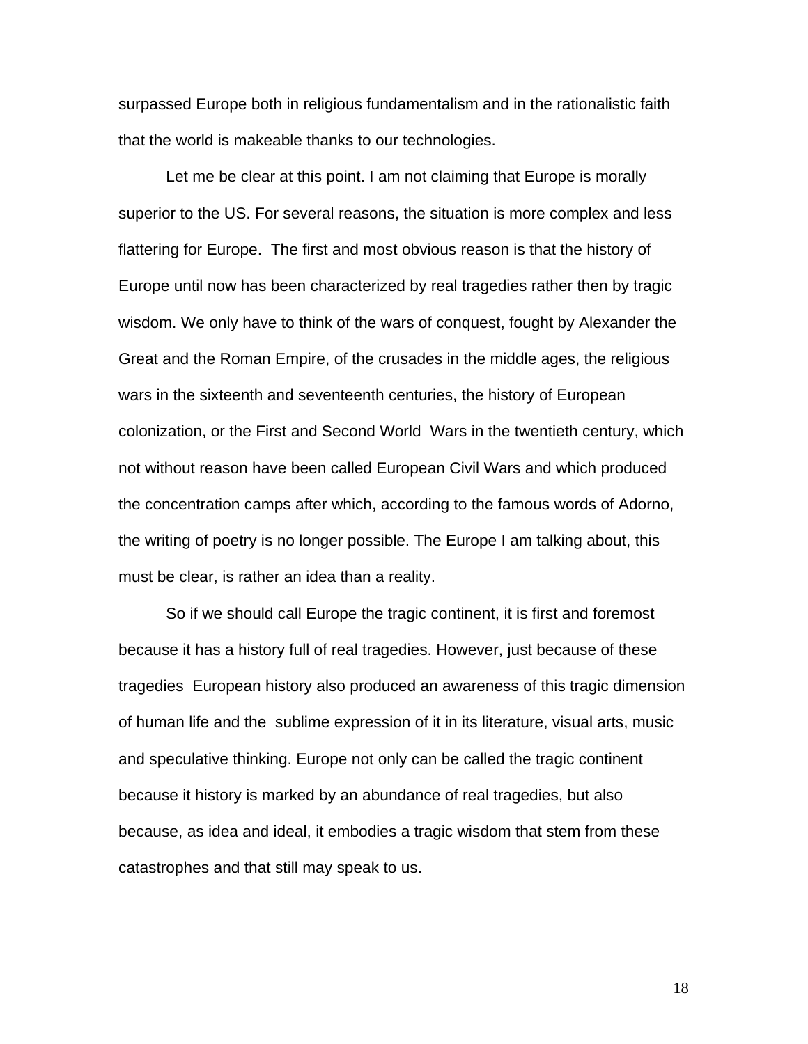surpassed Europe both in religious fundamentalism and in the rationalistic faith that the world is makeable thanks to our technologies.

Let me be clear at this point. I am not claiming that Europe is morally superior to the US. For several reasons, the situation is more complex and less flattering for Europe. The first and most obvious reason is that the history of Europe until now has been characterized by real tragedies rather then by tragic wisdom. We only have to think of the wars of conquest, fought by Alexander the Great and the Roman Empire, of the crusades in the middle ages, the religious wars in the sixteenth and seventeenth centuries, the history of European colonization, or the First and Second World Wars in the twentieth century, which not without reason have been called European Civil Wars and which produced the concentration camps after which, according to the famous words of Adorno, the writing of poetry is no longer possible. The Europe I am talking about, this must be clear, is rather an idea than a reality.

So if we should call Europe the tragic continent, it is first and foremost because it has a history full of real tragedies. However, just because of these tragedies European history also produced an awareness of this tragic dimension of human life and the sublime expression of it in its literature, visual arts, music and speculative thinking. Europe not only can be called the tragic continent because it history is marked by an abundance of real tragedies, but also because, as idea and ideal, it embodies a tragic wisdom that stem from these catastrophes and that still may speak to us.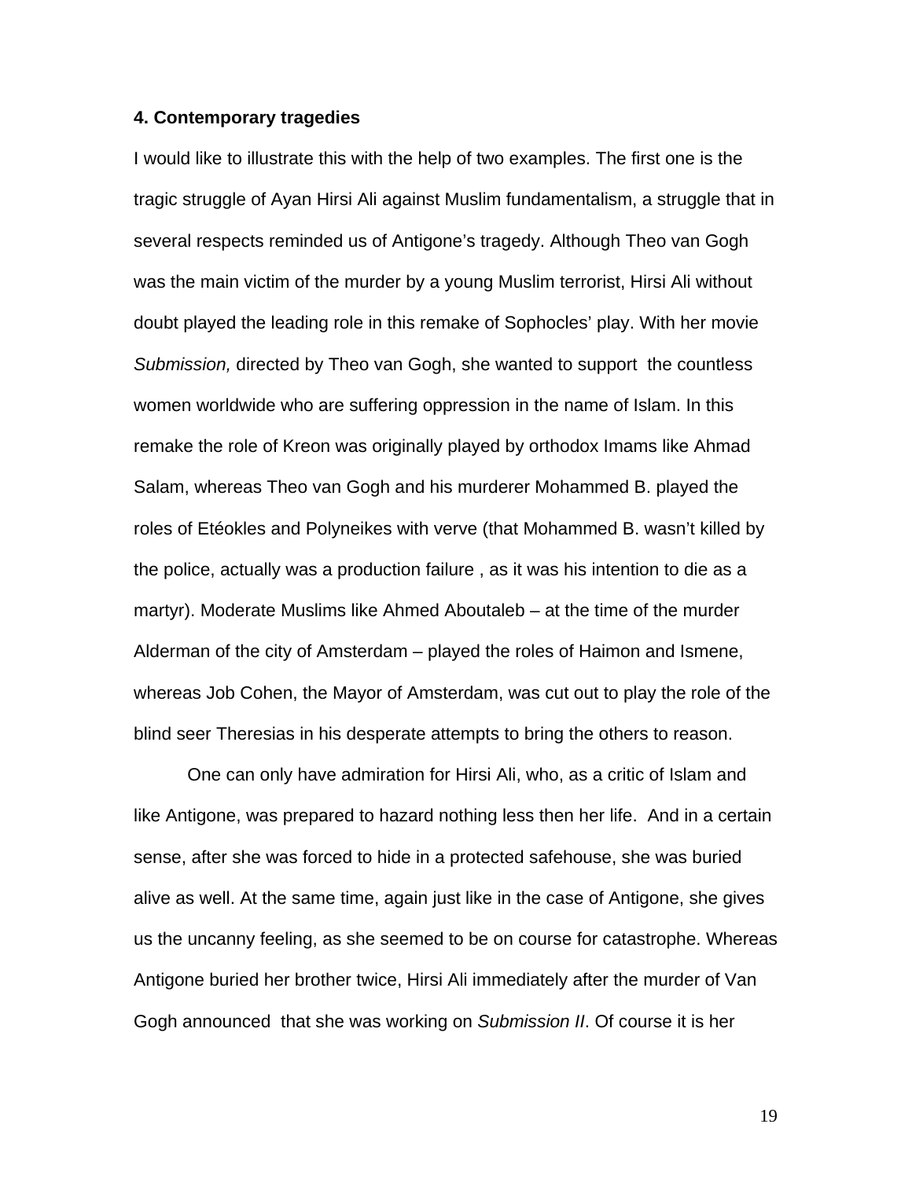**4. Contemporary tragedies**

I would like to illustrate this with the help of two examples. The first one is the tragic struggle of Ayan Hirsi Ali against Muslim fundamentalism, a struggle that in several respects reminded us of Antigone's tragedy. Although Theo van Gogh was the main victim of the murder by a young Muslim terrorist, Hirsi Ali without doubt played the leading role in this remake of Sophocles' play. With her movie *Submission,* directed by Theo van Gogh, she wanted to support the countless women worldwide who are suffering oppression in the name of Islam. In this remake the role of Kreon was originally played by orthodox Imams like Ahmad Salam, whereas Theo van Gogh and his murderer Mohammed B. played the roles of Etéokles and Polyneikes with verve (that Mohammed B. wasn't killed by the police, actually was a production failure , as it was his intention to die as a martyr). Moderate Muslims like Ahmed Aboutaleb – at the time of the murder Alderman of the city of Amsterdam – played the roles of Haimon and Ismene, whereas Job Cohen, the Mayor of Amsterdam, was cut out to play the role of the blind seer Theresias in his desperate attempts to bring the others to reason.

One can only have admiration for Hirsi Ali, who, as a critic of Islam and like Antigone, was prepared to hazard nothing less then her life. And in a certain sense, after she was forced to hide in a protected safehouse, she was buried alive as well. At the same time, again just like in the case of Antigone, she gives us the uncanny feeling, as she seemed to be on course for catastrophe. Whereas Antigone buried her brother twice, Hirsi Ali immediately after the murder of Van Gogh announced that she was working on *Submission II*. Of course it is her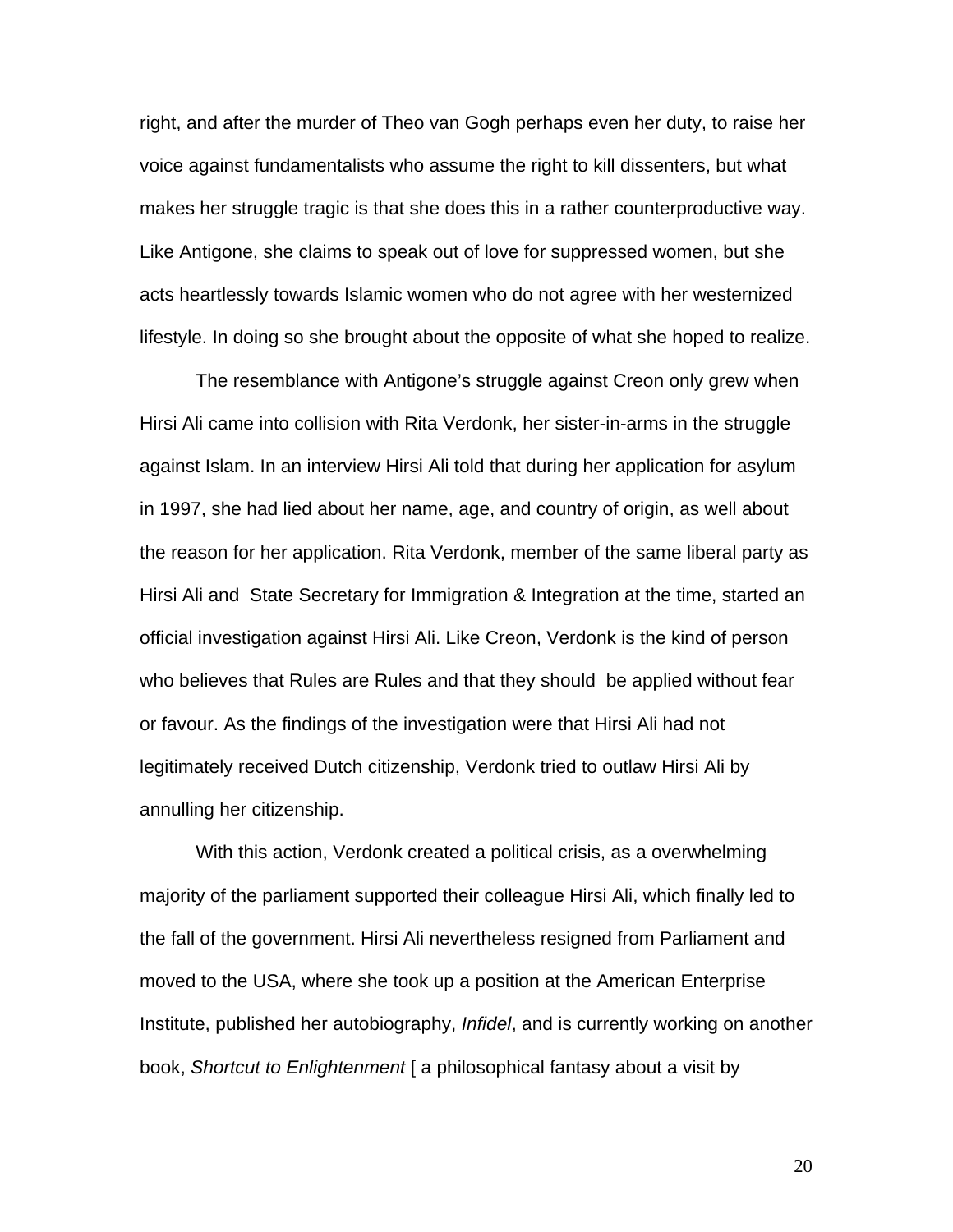right, and after the murder of Theo van Gogh perhaps even her duty, to raise her voice against fundamentalists who assume the right to kill dissenters, but what makes her struggle tragic is that she does this in a rather counterproductive way. Like Antigone, she claims to speak out of love for suppressed women, but she acts heartlessly towards Islamic women who do not agree with her westernized lifestyle. In doing so she brought about the opposite of what she hoped to realize.

The resemblance with Antigone's struggle against Creon only grew when Hirsi Ali came into collision with Rita Verdonk, her sister-in-arms in the struggle against Islam. In an interview Hirsi Ali told that during her application for asylum in 1997, she had lied about her name, age, and country of origin, as well about the reason for her application. Rita Verdonk, member of the same liberal party as Hirsi Ali and State Secretary for Immigration & Integration at the time, started an official investigation against Hirsi Ali. Like Creon, Verdonk is the kind of person who believes that Rules are Rules and that they should be applied without fear or favour. As the findings of the investigation were that Hirsi Ali had not legitimately received Dutch citizenship, Verdonk tried to outlaw Hirsi Ali by annulling her citizenship.

With this action, Verdonk created a political crisis, as a overwhelming majority of the parliament supported their colleague Hirsi Ali, which finally led to the fall of the government. Hirsi Ali nevertheless resigned from Parliament and moved to the USA, where she took up a position at the American Enterprise Institute, published her autobiography, *Infidel*, and is currently working on another book, *Shortcut to Enlightenment* [ a philosophical fantasy about a visit by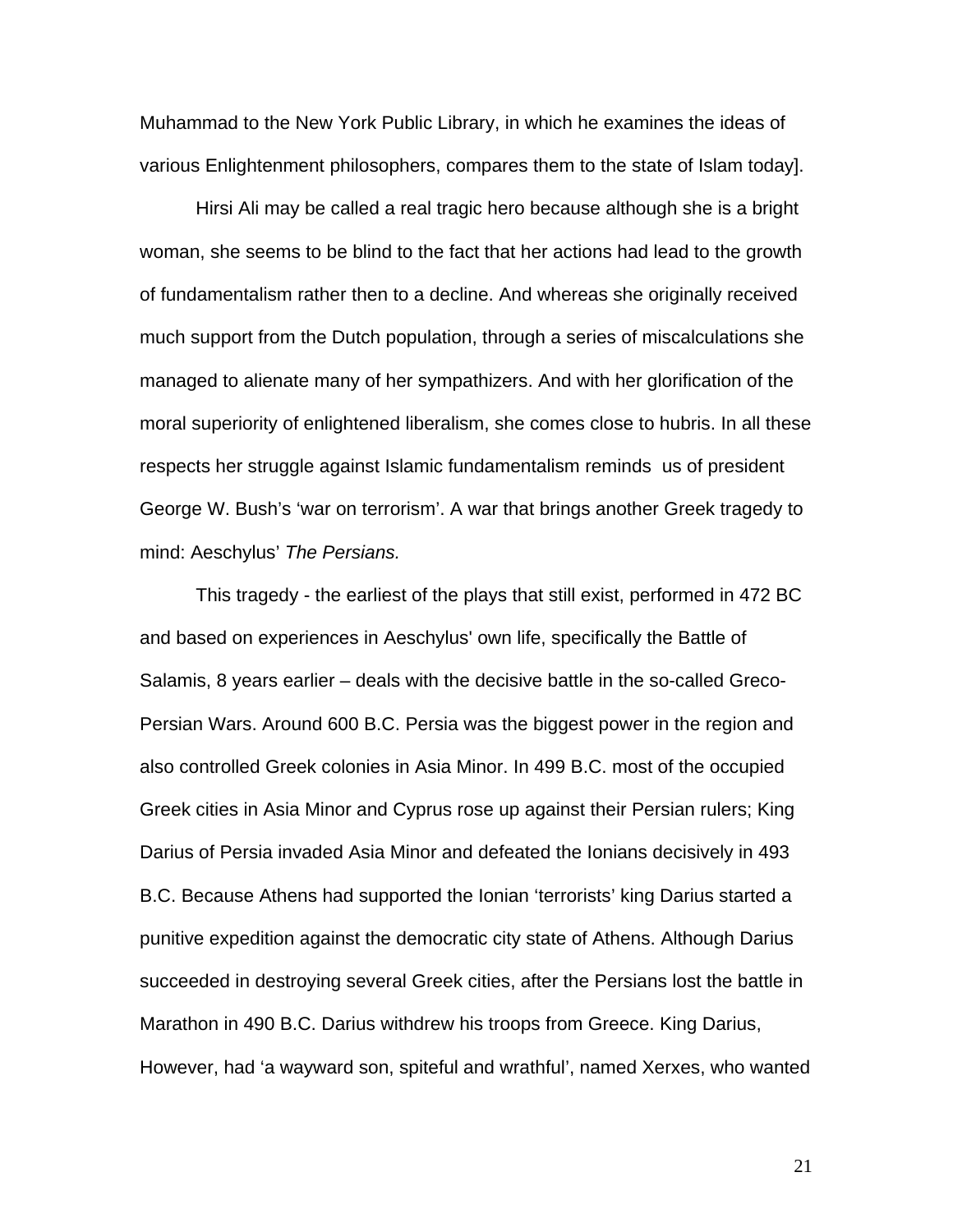Muhammad to the New York Public Library, in which he examines the ideas of various Enlightenment philosophers, compares them to the state of Islam today].

Hirsi Ali may be called a real tragic hero because although she is a bright woman, she seems to be blind to the fact that her actions had lead to the growth of fundamentalism rather then to a decline. And whereas she originally received much support from the Dutch population, through a series of miscalculations she managed to alienate many of her sympathizers. And with her glorification of the moral superiority of enlightened liberalism, she comes close to hubris. In all these respects her struggle against Islamic fundamentalism reminds  us of president George W. Bush's 'war on terrorism'. A war that brings another Greek tragedy to mind: Aeschylus' *The Persians.*

This tragedy - the earliest of the plays that still exist, performed in 472 BC and based on experiences in Aeschylus' own life, specifically the Battle of Salamis, 8 years earlier – deals with the decisive battle in the so-called Greco-Persian Wars. Around 600 B.C. Persia was the biggest power in the region and also controlled Greek colonies in Asia Minor. In 499 B.C. most of the occupied Greek cities in Asia Minor and Cyprus rose up against their Persian rulers; King Darius of Persia invaded Asia Minor and defeated the Ionians decisively in 493 B.C. Because Athens had supported the Ionian 'terrorists' king Darius started a punitive expedition against the democratic city state of Athens. Although Darius succeeded in destroying several Greek cities, after the Persians lost the battle in Marathon in 490 B.C. Darius withdrew his troops from Greece. King Darius, However, had 'a wayward son, spiteful and wrathful', named Xerxes, who wanted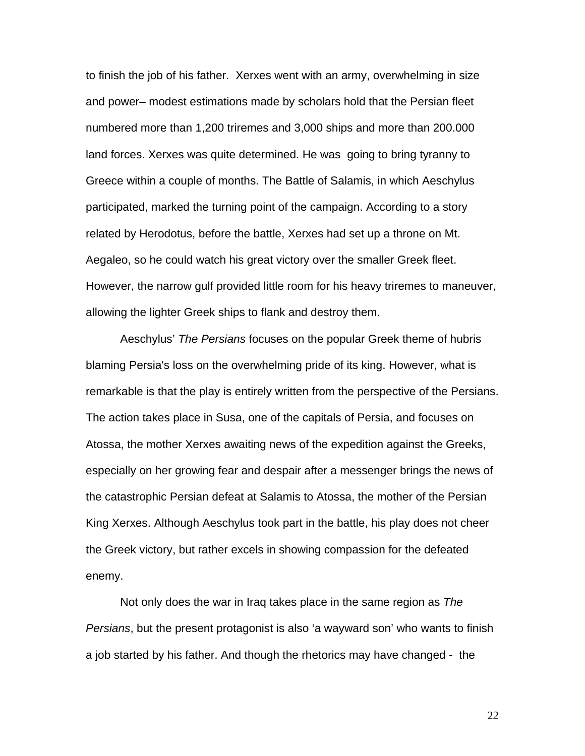to finish the job of his father. Xerxes went with an army, overwhelming in size and power– modest estimations made by scholars hold that the Persian fleet numbered more than 1,200 triremes and 3,000 ships and more than 200.000 land forces. Xerxes was quite determined. He was going to bring tyranny to Greece within a couple of months. The Battle of Salamis, in which Aeschylus participated, marked the turning point of the campaign. According to a story related by Herodotus, before the battle, Xerxes had set up a throne on Mt. Aegaleo, so he could watch his great victory over the smaller Greek fleet. However, the narrow gulf provided little room for his heavy triremes to maneuver, allowing the lighter Greek ships to flank and destroy them.

Aeschylus' *The Persians* focuses on the popular Greek theme of hubris blaming Persia's loss on the overwhelming pride of its king. However, what is remarkable is that the play is entirely written from the perspective of the Persians. The action takes place in Susa, one of the capitals of Persia, and focuses on Atossa, the mother Xerxes awaiting news of the expedition against the Greeks, especially on her growing fear and despair after a messenger brings the news of the catastrophic Persian defeat at Salamis to Atossa, the mother of the Persian King Xerxes. Although Aeschylus took part in the battle, his play does not cheer the Greek victory, but rather excels in showing compassion for the defeated enemy.

Not only does the war in Iraq takes place in the same region as *The Persians*, but the present protagonist is also 'a wayward son' who wants to finish a job started by his father. And though the rhetorics may have changed - the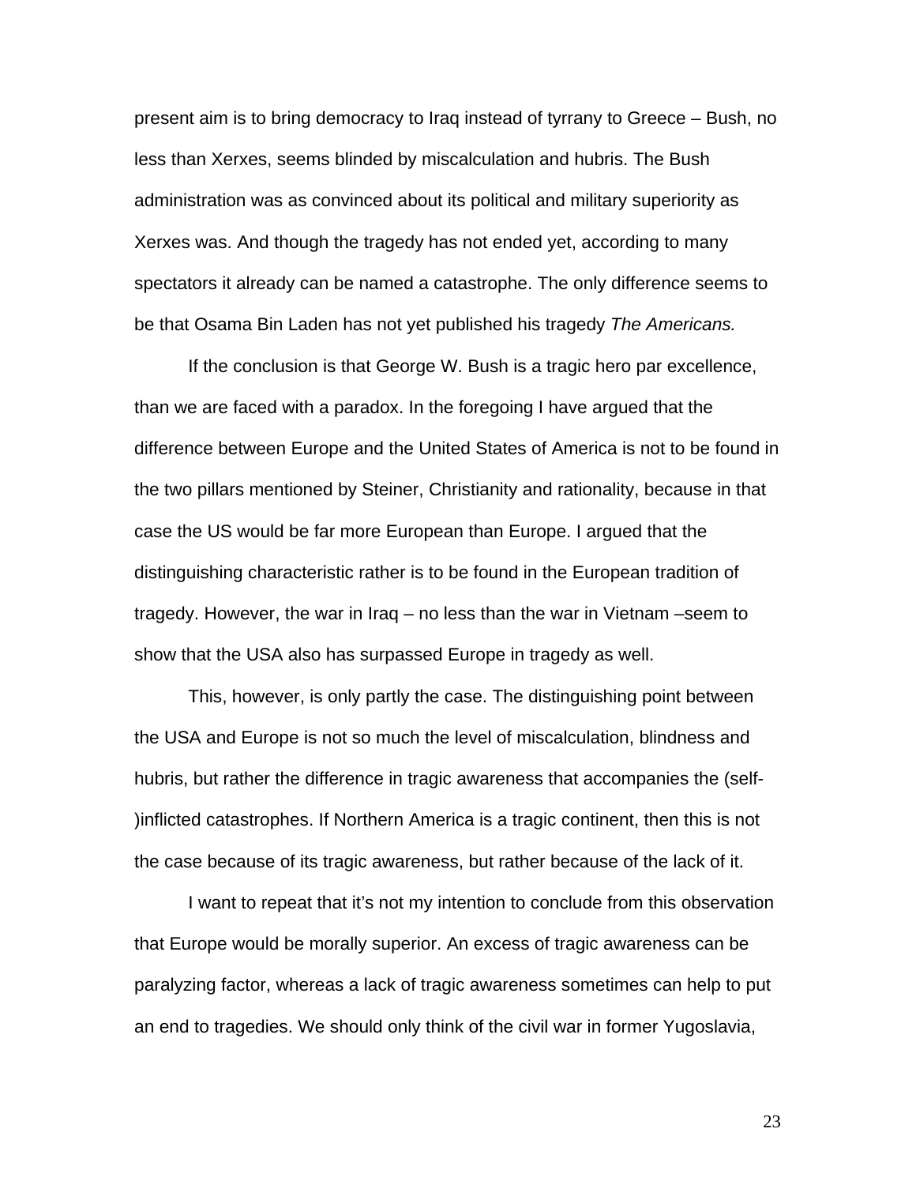present aim is to bring democracy to Iraq instead of tyrrany to Greece – Bush, no less than Xerxes, seems blinded by miscalculation and hubris. The Bush administration was as convinced about its political and military superiority as Xerxes was. And though the tragedy has not ended yet, according to many spectators it already can be named a catastrophe. The only difference seems to be that Osama Bin Laden has not yet published his tragedy *The Americans.*

If the conclusion is that George W. Bush is a tragic hero par excellence, than we are faced with a paradox. In the foregoing I have argued that the difference between Europe and the United States of America is not to be found in the two pillars mentioned by Steiner, Christianity and rationality, because in that case the US would be far more European than Europe. I argued that the distinguishing characteristic rather is to be found in the European tradition of tragedy. However, the war in Iraq – no less than the war in Vietnam –seem to show that the USA also has surpassed Europe in tragedy as well.

This, however, is only partly the case. The distinguishing point between the USA and Europe is not so much the level of miscalculation, blindness and hubris, but rather the difference in tragic awareness that accompanies the (self-)inflicted catastrophes. If Northern America is a tragic continent, then this is not the case because of its tragic awareness, but rather because of the lack of it.

I want to repeat that it's not my intention to conclude from this observation that Europe would be morally superior. An excess of tragic awareness can be paralyzing factor, whereas a lack of tragic awareness sometimes can help to put an end to tragedies. We should only think of the civil war in former Yugoslavia,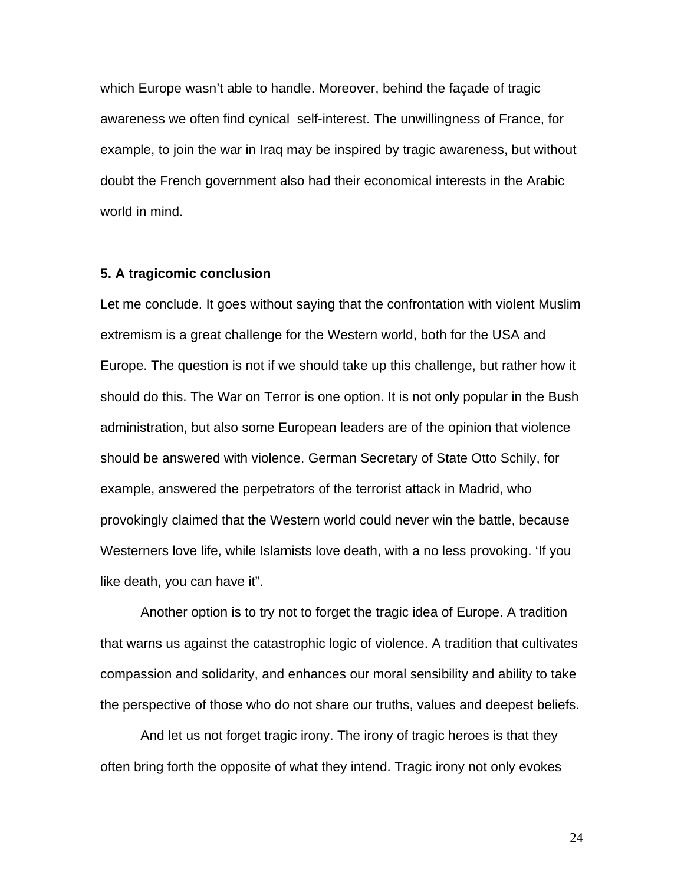which Europe wasn't able to handle. Moreover, behind the façade of tragic awareness we often find cynical self-interest. The unwillingness of France, for example, to join the war in Iraq may be inspired by tragic awareness, but without doubt the French government also had their economical interests in the Arabic world in mind.

### 5. A tragicomic conclusion

Let me conclude. It goes without saying that the confrontation with violent Muslim extremism is a great challenge for the Western world, both for the USA and Europe. The question is not if we should take up this challenge, but rather how it should do this. The War on Terror is one option. It is not only popular in the Bush administration, but also some European leaders are of the opinion that violence should be answered with violence. German Secretary of State Otto Schily, for example, answered the perpetrators of the terrorist attack in Madrid, who provokingly claimed that the Western world could never win the battle, because Westerners love life, while Islamists love death, with a no less provoking. 'If you like death, you can have it".

Another option is to try not to forget the tragic idea of Europe. A tradition that warns us against the catastrophic logic of violence. A tradition that cultivates compassion and solidarity, and enhances our moral sensibility and ability to take the perspective of those who do not share our truths, values and deepest beliefs.

And let us not forget tragic irony. The irony of tragic heroes is that they often bring forth the opposite of what they intend. Tragic irony not only evokes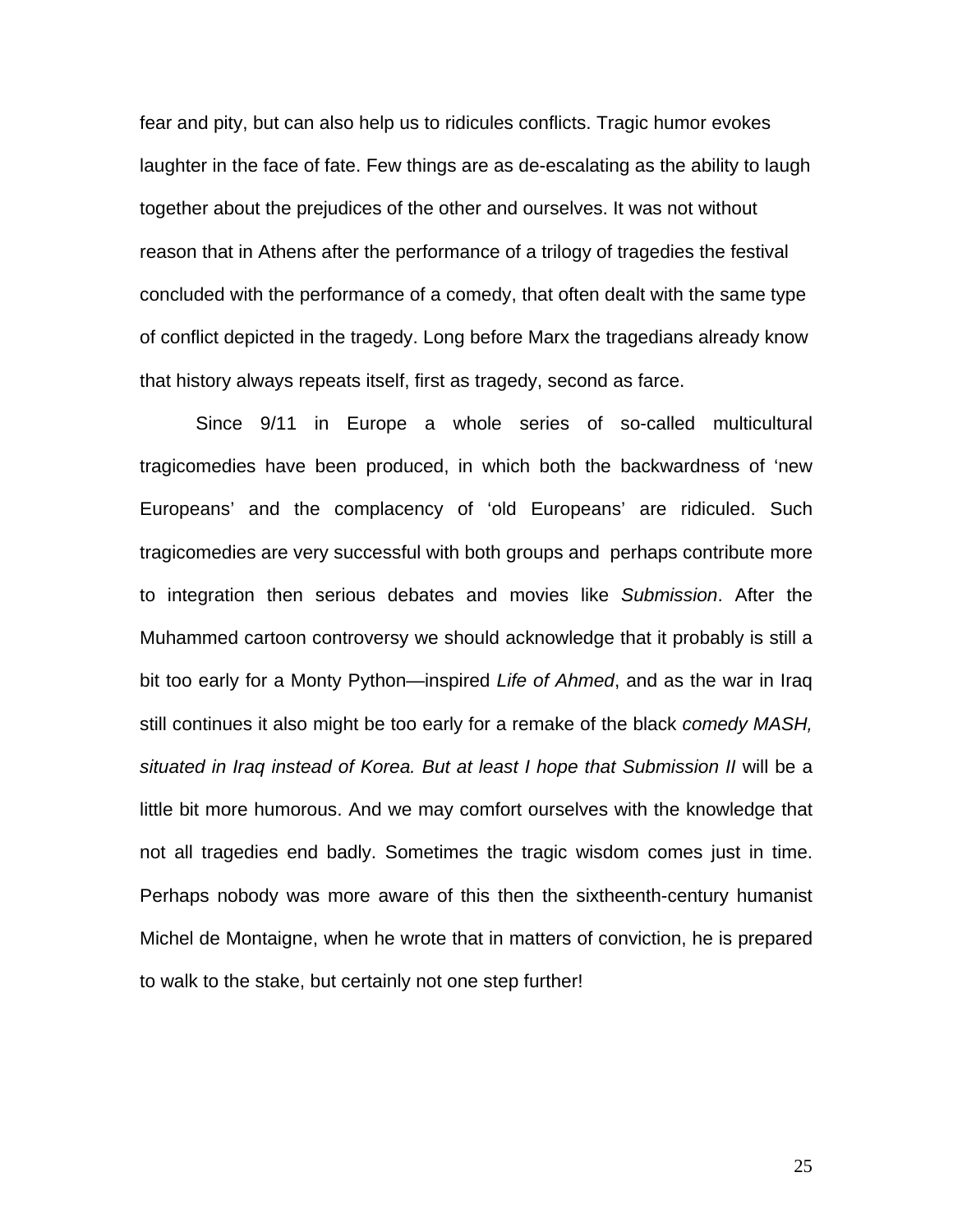fear and pity, but can also help us to ridicules conflicts. Tragic humor evokes laughter in the face of fate. Few things are as de-escalating as the ability to laugh together about the prejudices of the other and ourselves. It was not without reason that in Athens after the performance of a trilogy of tragedies the festival concluded with the performance of a comedy, that often dealt with the same type of conflict depicted in the tragedy. Long before Marx the tragedians already know that history always repeats itself, first as tragedy, second as farce.

Since 9/11 in Europe a whole series of so-called multicultural tragicomedies have been produced, in which both the backwardness of 'new Europeans' and the complacency of 'old Europeans' are ridiculed. Such tragicomedies are very successful with both groups and perhaps contribute more to integration then serious debates and movies like *Submission*. After the Muhammed cartoon controversy we should acknowledge that it probably is still a bit too early for a Monty Python—inspired *Life of Ahmed*, and as the war in Iraq still continues it also might be too early for a remake of the black *comedy MASH, situated in Iraq instead of Korea. But at least I hope that Submission II* will be a little bit more humorous. And we may comfort ourselves with the knowledge that not all tragedies end badly. Sometimes the tragic wisdom comes just in time. Perhaps nobody was more aware of this then the sixtheenth-century humanist Michel de Montaigne, when he wrote that in matters of conviction, he is prepared to walk to the stake, but certainly not one step further!